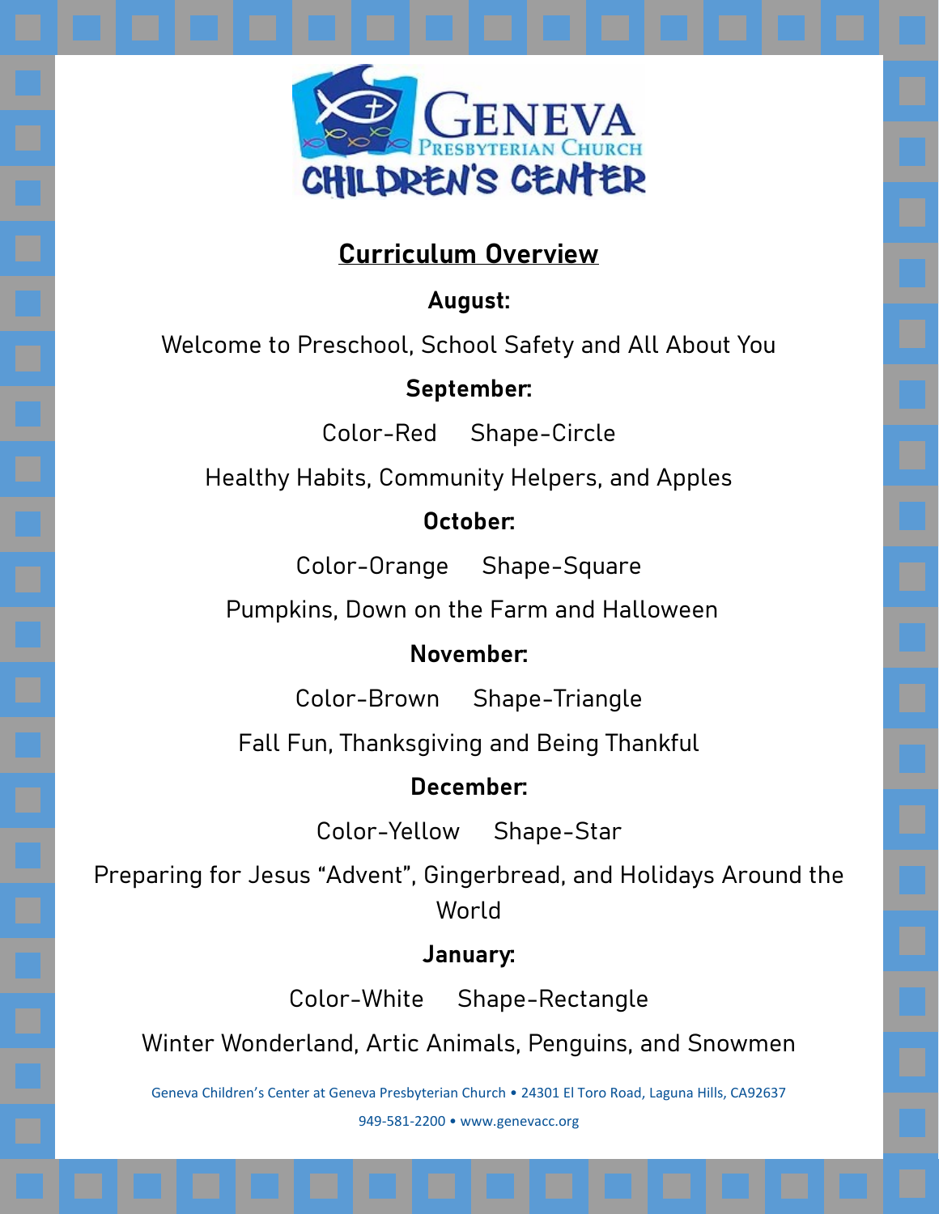Geneva Presbyterian Church

CHILDREN'S CENTER

# Curriculum Overview

**August:**

Welcome to Preschool, School Safety and All About You

**September:**

Color-Red Shape-Circle

Healthy Habits, Community Helpers, and Apples

**October:**

Color-Orange Shape-Square

Pumpkins, Down on the Farm and Halloween

**November:**

Color-Brown Shape-Triangle

Fall Fun, Thanksgiving and Being Thankful

**December:**

Color-Yellow Shape-Star

Preparing for Jesus “Advent”, Gingerbread, and Holidays Around the World

**January:**

Color-White Shape-Rectangle

Winter Wonderland, Artic Animals, Penguins, and Snowmen

Geneva Children’s Center at Geneva Presbyterian Church • 24301 El Toro Road, Laguna Hills, CA92637

949-581-2200 • www.genevacc.org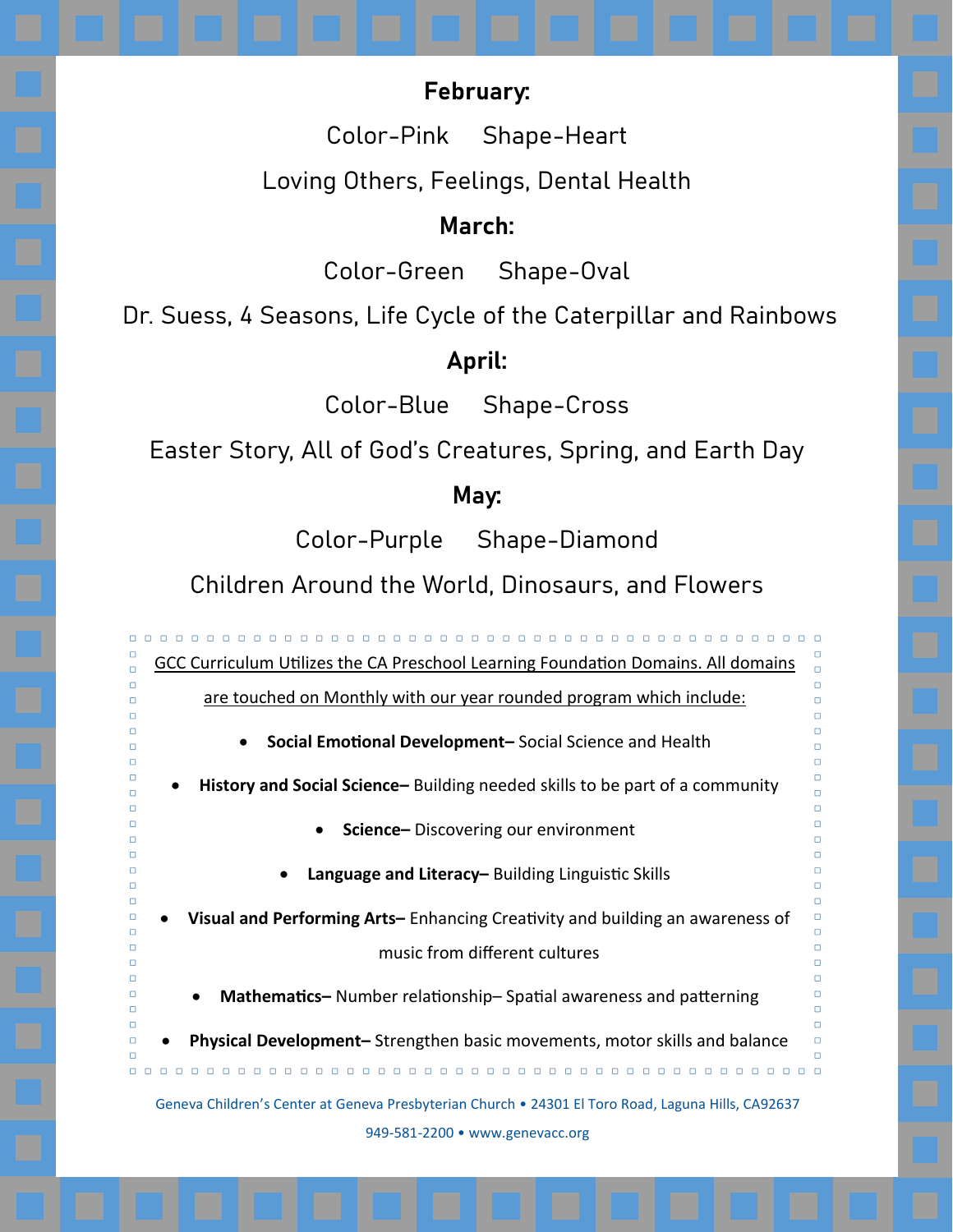## February:

Color-Pink     Shape-Heart

Loving Others, Feelings, Dental Health

## March:

Color-Green     Shape-Oval

Dr. Suess, 4 Seasons, Life Cycle of the Caterpillar and Rainbows

## April:

Color-Blue     Shape-Cross

Easter Story, All of God's Creatures, Spring, and Earth Day

## May:

Color-Purple     Shape-Diamond

Children Around the World, Dinosaurs, and Flowers

GCC Curriculum Utilizes the CA Preschool Learning Foundation Domains. All domains are touched on Monthly with our year rounded program which include:

- **Social Emotional Development–** Social Science and Health
- **History and Social Science–** Building needed skills to be part of a community
- **Science–** Discovering our environment
- **Language and Literacy–** Building Linguistic Skills
- **Visual and Performing Arts–** Enhancing Creativity and building an awareness of music from different cultures
- **Mathematics–** Number relationship– Spatial awareness and patterning
- **Physical Development–** Strengthen basic movements, motor skills and balance

Geneva Children's Center at Geneva Presbyterian Church • 24301 El Toro Road, Laguna Hills, CA92637

949-581-2200 • www.genevacc.org